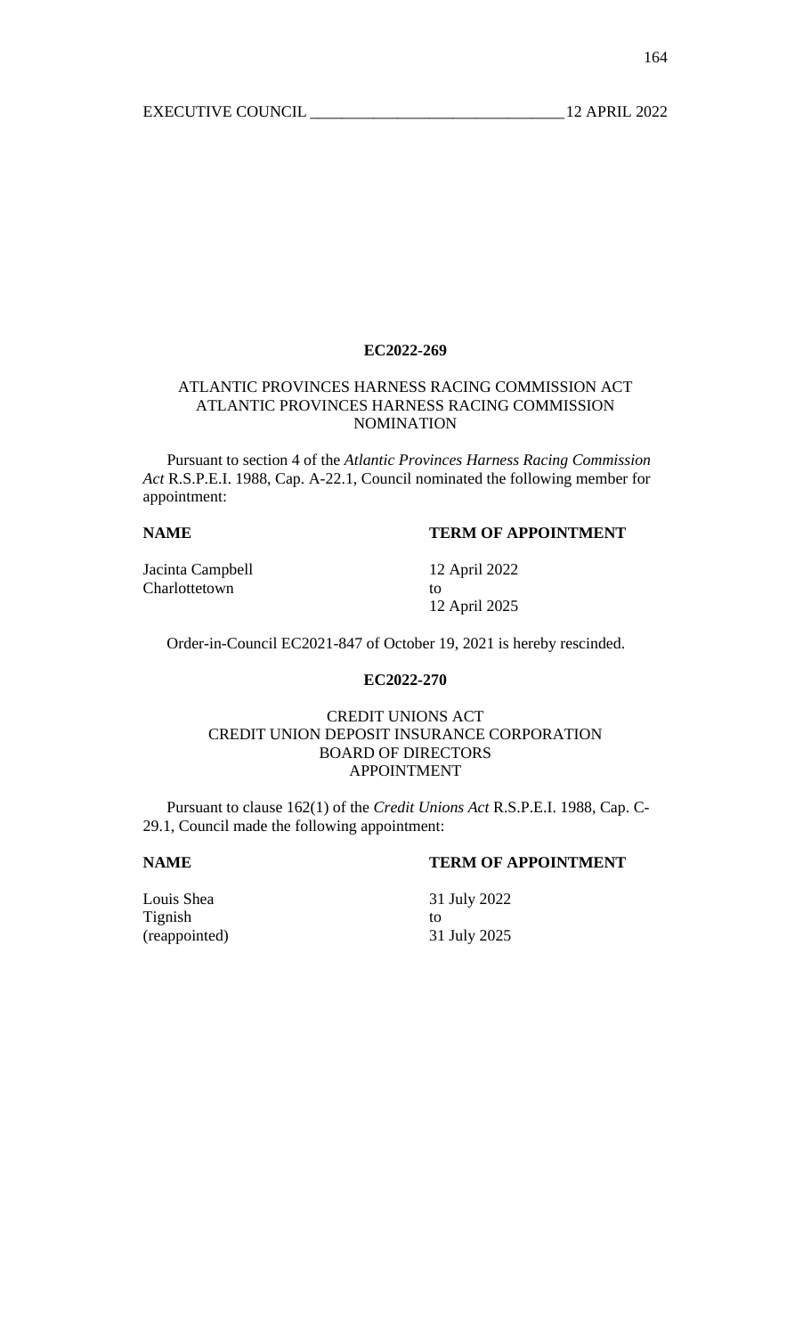**EC2022-269**

ATLANTIC PROVINCES HARNESS RACING COMMISSION ACT
ATLANTIC PROVINCES HARNESS RACING COMMISSION
NOMINATION

Pursuant to section 4 of the *Atlantic Provinces Harness Racing Commission Act* R.S.P.E.I. 1988, Cap. A-22.1, Council nominated the following member for appointment:

| **NAME** | **TERM OF APPOINTMENT** |
|---|---|
| Jacinta Campbell<br>Charlottetown | 12 April 2022<br>to<br>12 April 2025 |

Order-in-Council EC2021-847 of October 19, 2021 is hereby rescinded.

**EC2022-270**

CREDIT UNIONS ACT
CREDIT UNION DEPOSIT INSURANCE CORPORATION
BOARD OF DIRECTORS
APPOINTMENT

Pursuant to clause 162(1) of the *Credit Unions Act* R.S.P.E.I. 1988, Cap. C-29.1, Council made the following appointment:

| **NAME** | **TERM OF APPOINTMENT** |
|---|---|
| Louis Shea<br>Tignish<br>(reappointed) | 31 July 2022<br>to<br>31 July 2025 |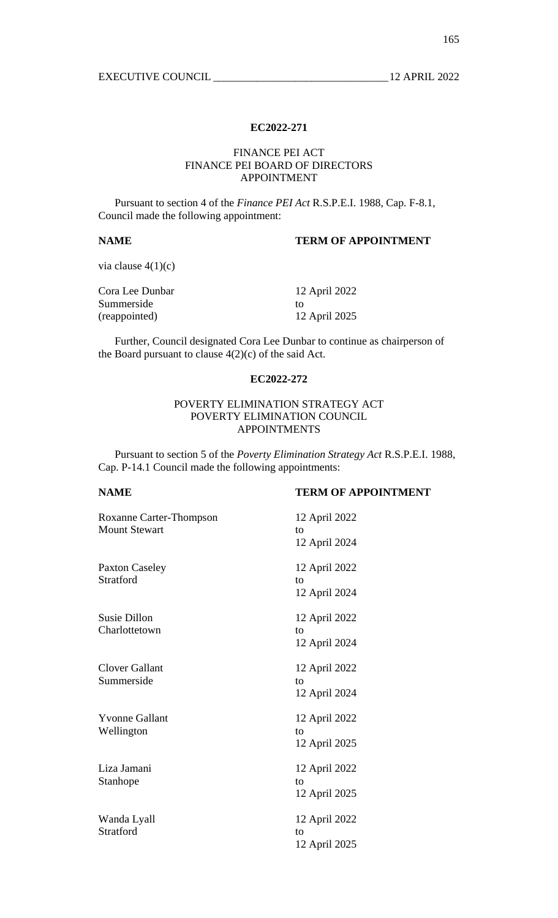**EC2022-271**

FINANCE PEI ACT
FINANCE PEI BOARD OF DIRECTORS
APPOINTMENT

Pursuant to section 4 of the *Finance PEI Act* R.S.P.E.I. 1988, Cap. F-8.1, Council made the following appointment:

| **NAME** | **TERM OF APPOINTMENT** |
|---|---|
| via clause 4(1)(c) | |
| Cora Lee Dunbar<br>Summerside<br>(reappointed) | 12 April 2022<br>to<br>12 April 2025 |

Further, Council designated Cora Lee Dunbar to continue as chairperson of the Board pursuant to clause 4(2)(c) of the said Act.

**EC2022-272**

POVERTY ELIMINATION STRATEGY ACT
POVERTY ELIMINATION COUNCIL
APPOINTMENTS

Pursuant to section 5 of the *Poverty Elimination Strategy Act* R.S.P.E.I. 1988, Cap. P-14.1 Council made the following appointments:

| **NAME** | **TERM OF APPOINTMENT** |
|---|---|
| Roxanne Carter-Thompson<br>Mount Stewart | 12 April 2022<br>to<br>12 April 2024 |
| Paxton Caseley<br>Stratford | 12 April 2022<br>to<br>12 April 2024 |
| Susie Dillon<br>Charlottetown | 12 April 2022<br>to<br>12 April 2024 |
| Clover Gallant<br>Summerside | 12 April 2022<br>to<br>12 April 2024 |
| Yvonne Gallant<br>Wellington | 12 April 2022<br>to<br>12 April 2025 |
| Liza Jamani<br>Stanhope | 12 April 2022<br>to<br>12 April 2025 |
| Wanda Lyall<br>Stratford | 12 April 2022<br>to<br>12 April 2025 |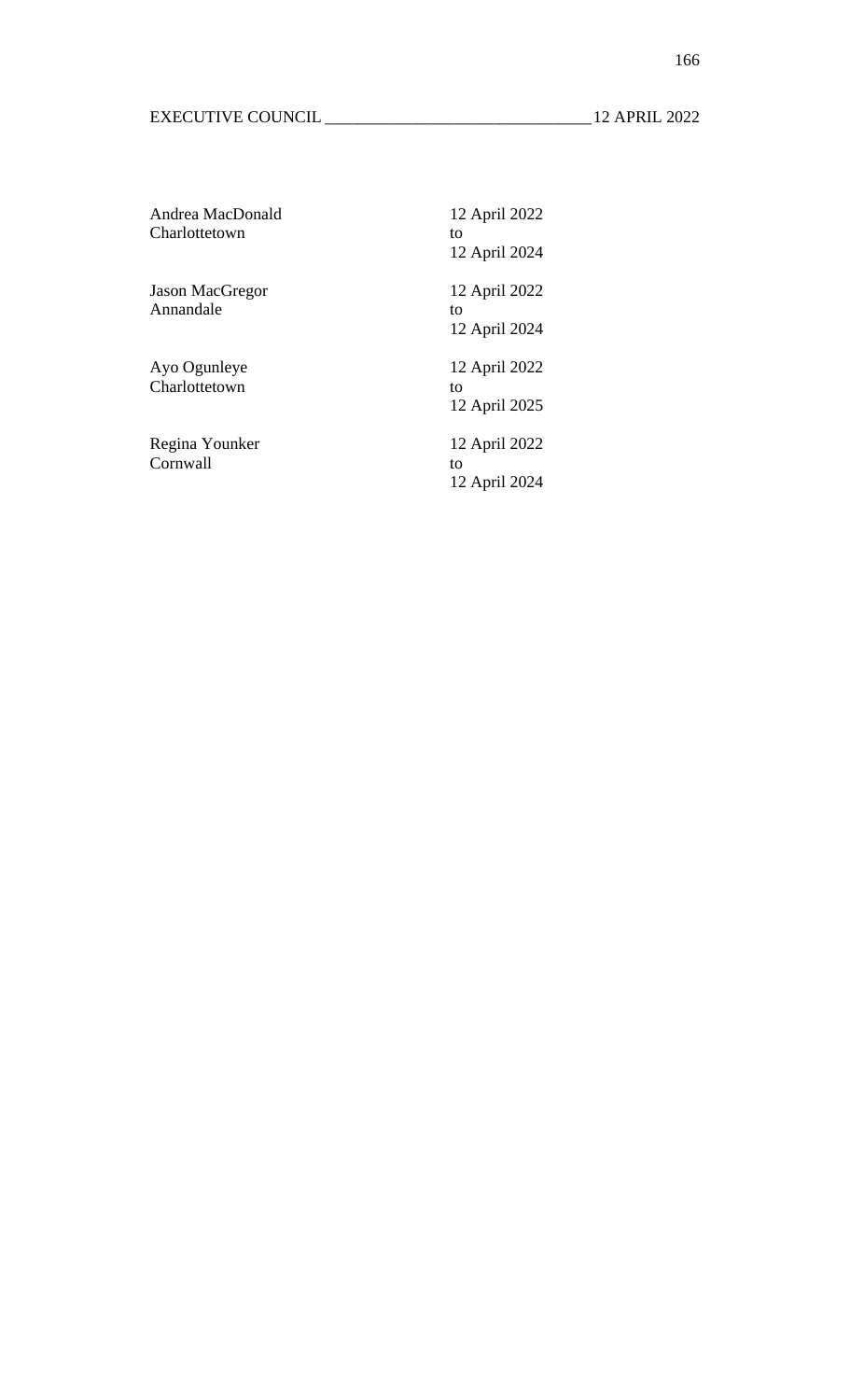| | |
|---|---|
| Andrea MacDonald<br>Charlottetown | 12 April 2022<br>to<br>12 April 2024 |
| Jason MacGregor<br>Annandale | 12 April 2022<br>to<br>12 April 2024 |
| Ayo Ogunleye<br>Charlottetown | 12 April 2022<br>to<br>12 April 2025 |
| Regina Younker<br>Cornwall | 12 April 2022<br>to<br>12 April 2024 |